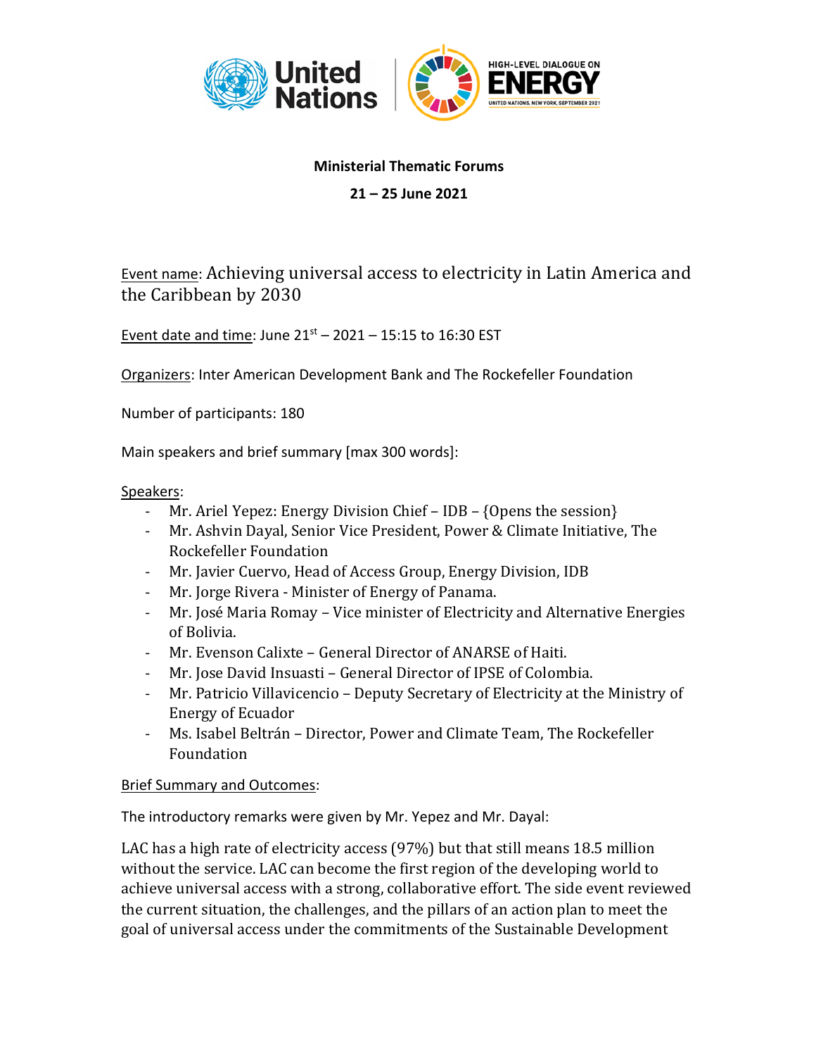**Ministerial Thematic Forums**

**21 – 25 June 2021**

Event name: Achieving universal access to electricity in Latin America and the Caribbean by 2030

Event date and time: June 21st – 2021 – 15:15 to 16:30 EST

Organizers: Inter American Development Bank and The Rockefeller Foundation

Number of participants: 180

Main speakers and brief summary [max 300 words]:

Speakers:

- Mr. Ariel Yepez: Energy Division Chief – IDB – {Opens the session}
- Mr. Ashvin Dayal, Senior Vice President, Power & Climate Initiative, The Rockefeller Foundation
- Mr. Javier Cuervo, Head of Access Group, Energy Division, IDB
- Mr. Jorge Rivera - Minister of Energy of Panama.
- Mr. José Maria Romay – Vice minister of Electricity and Alternative Energies of Bolivia.
- Mr. Evenson Calixte – General Director of ANARSE of Haiti.
- Mr. Jose David Insuasti – General Director of IPSE of Colombia.
- Mr. Patricio Villavicencio – Deputy Secretary of Electricity at the Ministry of Energy of Ecuador
- Ms. Isabel Beltrán – Director, Power and Climate Team, The Rockefeller Foundation

Brief Summary and Outcomes:

The introductory remarks were given by Mr. Yepez and Mr. Dayal:

LAC has a high rate of electricity access (97%) but that still means 18.5 million without the service. LAC can become the first region of the developing world to achieve universal access with a strong, collaborative effort. The side event reviewed the current situation, the challenges, and the pillars of an action plan to meet the goal of universal access under the commitments of the Sustainable Development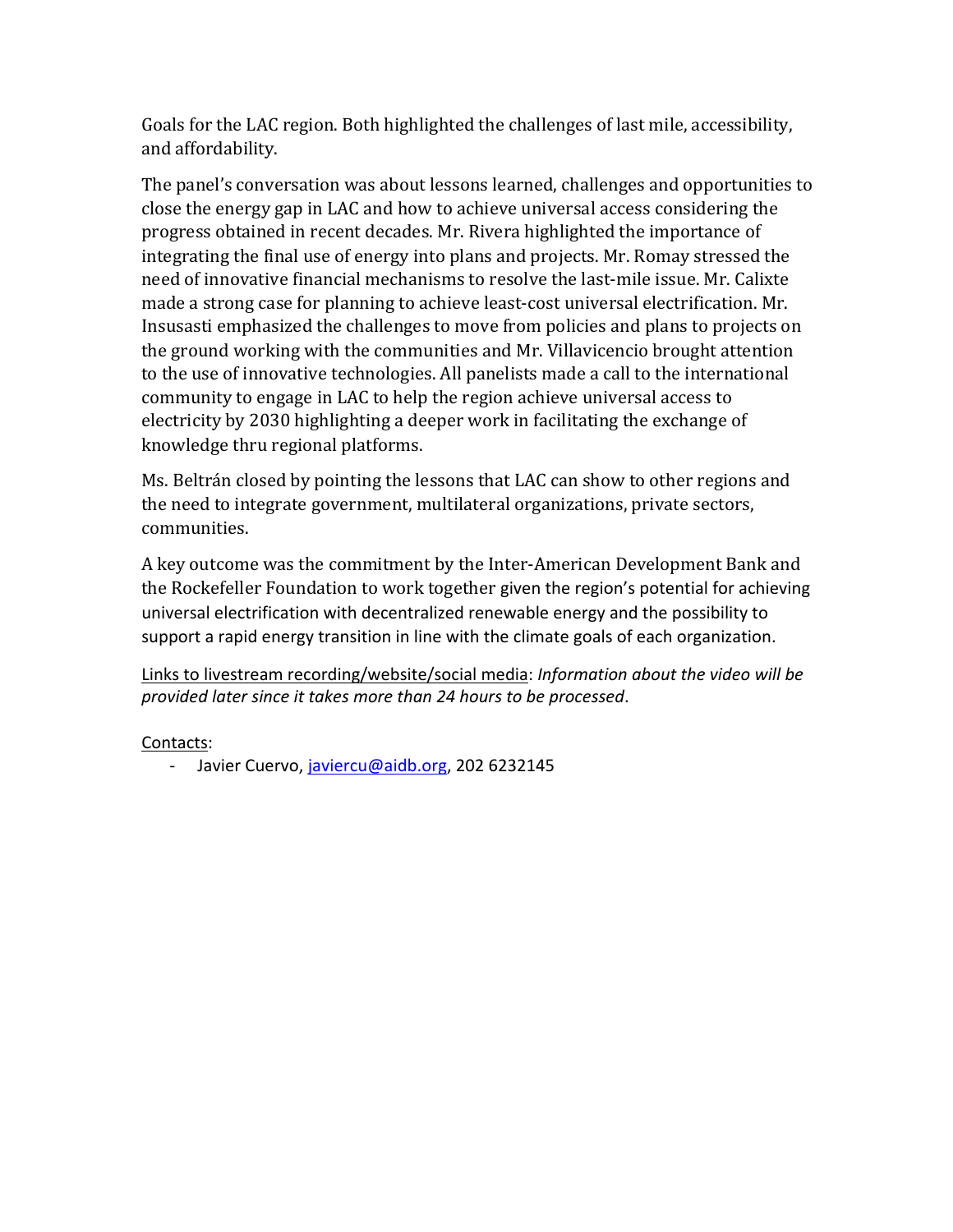Goals for the LAC region. Both highlighted the challenges of last mile, accessibility, and affordability.

The panel's conversation was about lessons learned, challenges and opportunities to close the energy gap in LAC and how to achieve universal access considering the progress obtained in recent decades. Mr. Rivera highlighted the importance of integrating the final use of energy into plans and projects. Mr. Romay stressed the need of innovative financial mechanisms to resolve the last-mile issue. Mr. Calixte made a strong case for planning to achieve least-cost universal electrification. Mr. Insusasti emphasized the challenges to move from policies and plans to projects on the ground working with the communities and Mr. Villavicencio brought attention to the use of innovative technologies. All panelists made a call to the international community to engage in LAC to help the region achieve universal access to electricity by 2030 highlighting a deeper work in facilitating the exchange of knowledge thru regional platforms.

Ms. Beltrán closed by pointing the lessons that LAC can show to other regions and the need to integrate government, multilateral organizations, private sectors, communities.

A key outcome was the commitment by the Inter-American Development Bank and the Rockefeller Foundation to work together given the region's potential for achieving universal electrification with decentralized renewable energy and the possibility to support a rapid energy transition in line with the climate goals of each organization.

Links to livestream recording/website/social media: *Information about the video will be provided later since it takes more than 24 hours to be processed*.

Contacts:

- Javier Cuervo, javiercu@aidb.org, 202 6232145